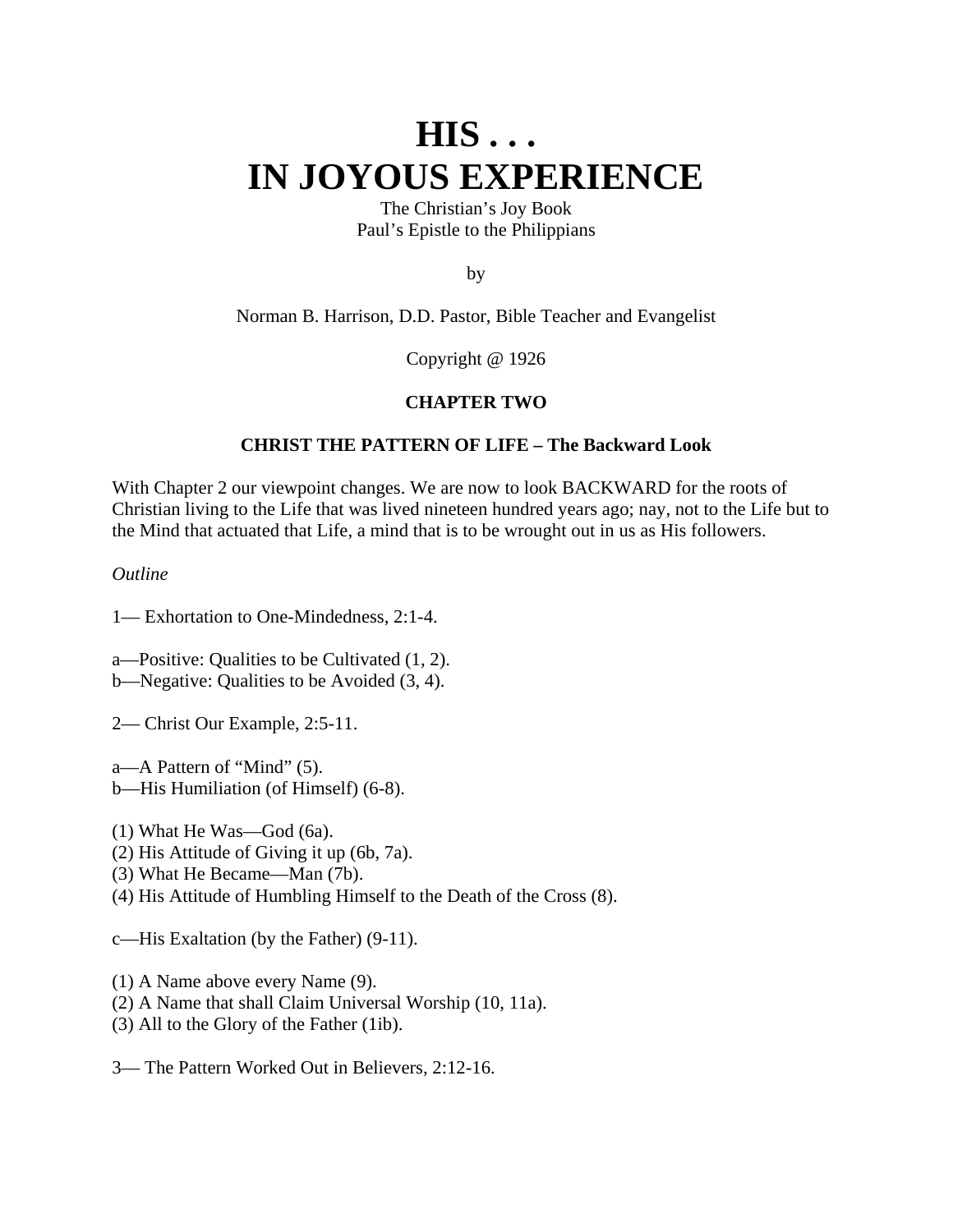# HIS . . .
# IN JOYOUS EXPERIENCE

The Christian's Joy Book
Paul's Epistle to the Philippians

by

Norman B. Harrison, D.D. Pastor, Bible Teacher and Evangelist

Copyright @ 1926

**CHAPTER TWO**

**CHRIST THE PATTERN OF LIFE – The Backward Look**

With Chapter 2 our viewpoint changes. We are now to look BACKWARD for the roots of Christian living to the Life that was lived nineteen hundred years ago; nay, not to the Life but to the Mind that actuated that Life, a mind that is to be wrought out in us as His followers.

*Outline*

1— Exhortation to One-Mindedness, 2:1-4.

a—Positive: Qualities to be Cultivated (1, 2).
b—Negative: Qualities to be Avoided (3, 4).

2— Christ Our Example, 2:5-11.

a—A Pattern of "Mind" (5).
b—His Humiliation (of Himself) (6-8).

(1) What He Was—God (6a).
(2) His Attitude of Giving it up (6b, 7a).
(3) What He Became—Man (7b).
(4) His Attitude of Humbling Himself to the Death of the Cross (8).

c—His Exaltation (by the Father) (9-11).

(1) A Name above every Name (9).
(2) A Name that shall Claim Universal Worship (10, 11a).
(3) All to the Glory of the Father (1ib).

3— The Pattern Worked Out in Believers, 2:12-16.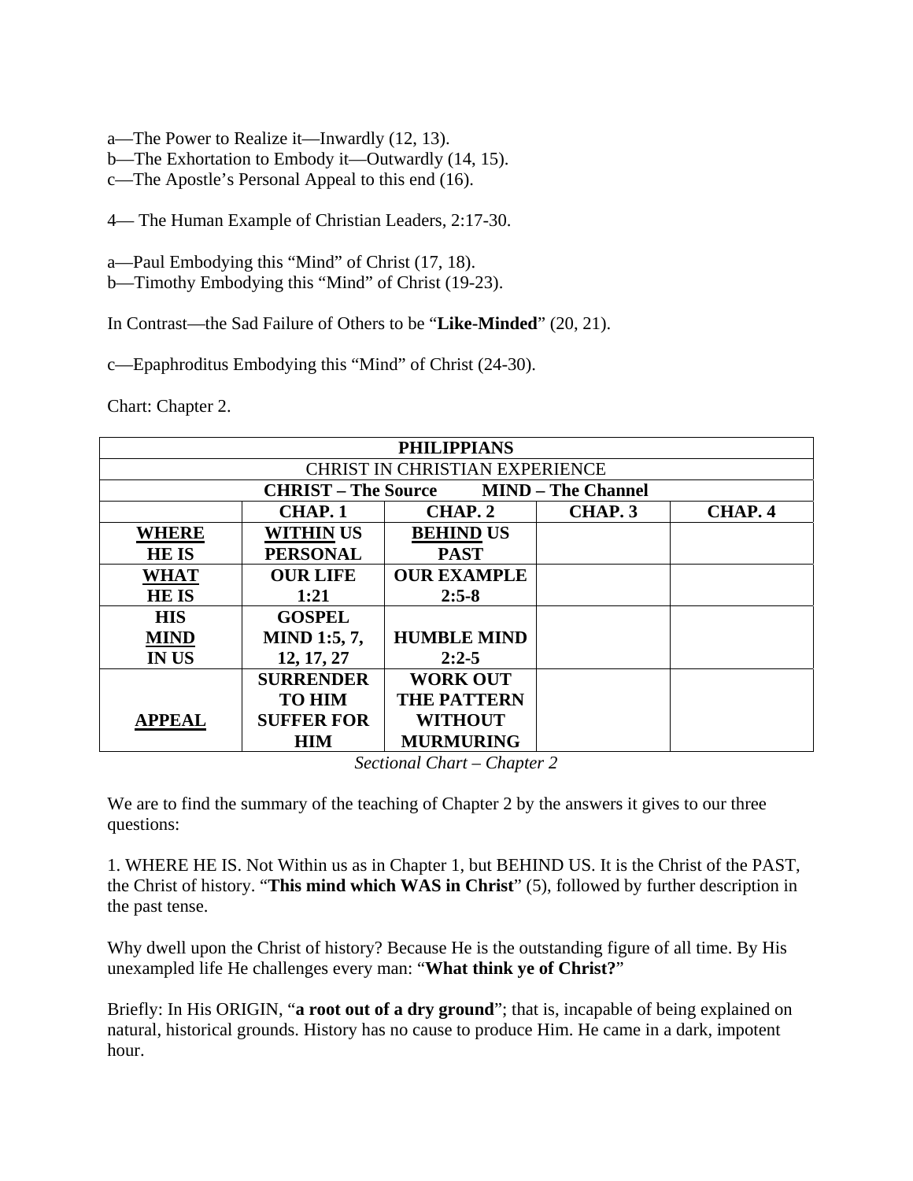a—The Power to Realize it—Inwardly (12, 13).
b—The Exhortation to Embody it—Outwardly (14, 15).
c—The Apostle's Personal Appeal to this end (16).

4— The Human Example of Christian Leaders, 2:17-30.

a—Paul Embodying this "Mind" of Christ (17, 18).
b—Timothy Embodying this "Mind" of Christ (19-23).

In Contrast—the Sad Failure of Others to be "**Like-Minded**" (20, 21).

c—Epaphroditus Embodying this "Mind" of Christ (24-30).

Chart: Chapter 2.

| **PHILIPPIANS** | | | | |
|---|---|---|---|---|
| CHRIST IN CHRISTIAN EXPERIENCE | | | | |
| **CHRIST – The Source MIND – The Channel** | | | | |
| | **CHAP. 1** | **CHAP. 2** | **CHAP. 3** | **CHAP. 4** |
| **WHERE HE IS** | **WITHIN US PERSONAL** | **BEHIND US PAST** | | |
| **WHAT HE IS** | **OUR LIFE 1:21** | **OUR EXAMPLE 2:5-8** | | |
| **HIS MIND IN US** | **GOSPEL MIND 1:5, 7, 12, 17, 27** | **HUMBLE MIND 2:2-5** | | |
| **APPEAL** | **SURRENDER TO HIM SUFFER FOR HIM** | **WORK OUT THE PATTERN WITHOUT MURMURING** | | |

*Sectional Chart – Chapter 2*

We are to find the summary of the teaching of Chapter 2 by the answers it gives to our three questions:

1. WHERE HE IS. Not Within us as in Chapter 1, but BEHIND US. It is the Christ of the PAST, the Christ of history. "**This mind which WAS in Christ**" (5), followed by further description in the past tense.

Why dwell upon the Christ of history? Because He is the outstanding figure of all time. By His unexampled life He challenges every man: "**What think ye of Christ?**"

Briefly: In His ORIGIN, "**a root out of a dry ground**"; that is, incapable of being explained on natural, historical grounds. History has no cause to produce Him. He came in a dark, impotent hour.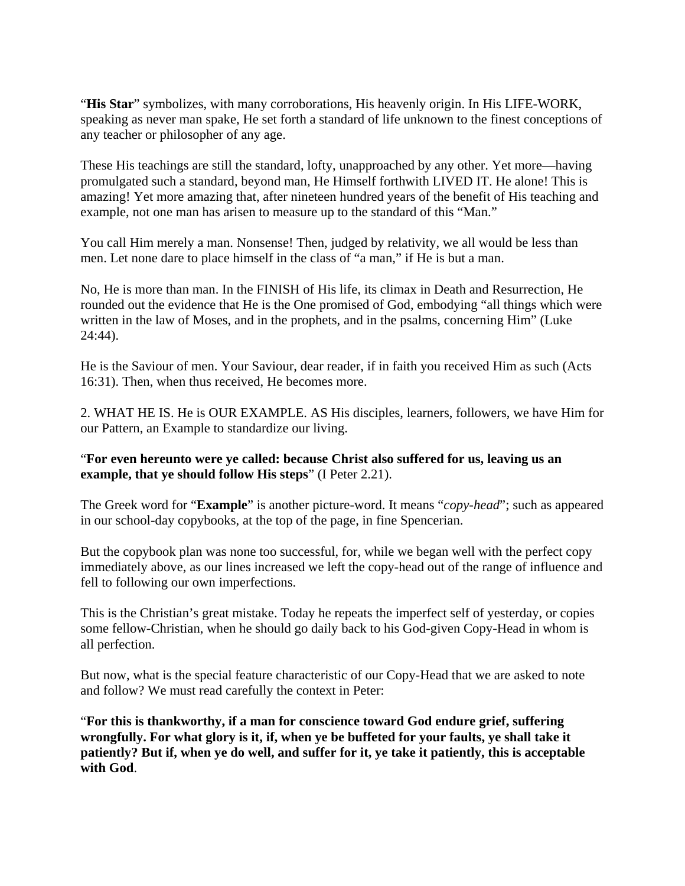"**His Star**" symbolizes, with many corroborations, His heavenly origin. In His LIFE-WORK, speaking as never man spake, He set forth a standard of life unknown to the finest conceptions of any teacher or philosopher of any age.

These His teachings are still the standard, lofty, unapproached by any other. Yet more—having promulgated such a standard, beyond man, He Himself forthwith LIVED IT. He alone! This is amazing! Yet more amazing that, after nineteen hundred years of the benefit of His teaching and example, not one man has arisen to measure up to the standard of this "Man."

You call Him merely a man. Nonsense! Then, judged by relativity, we all would be less than men. Let none dare to place himself in the class of "a man," if He is but a man.

No, He is more than man. In the FINISH of His life, its climax in Death and Resurrection, He rounded out the evidence that He is the One promised of God, embodying "all things which were written in the law of Moses, and in the prophets, and in the psalms, concerning Him" (Luke 24:44).

He is the Saviour of men. Your Saviour, dear reader, if in faith you received Him as such (Acts 16:31). Then, when thus received, He becomes more.

2. WHAT HE IS. He is OUR EXAMPLE. AS His disciples, learners, followers, we have Him for our Pattern, an Example to standardize our living.

"**For even hereunto were ye called: because Christ also suffered for us, leaving us an example, that ye should follow His steps**" (I Peter 2.21).

The Greek word for "**Example**" is another picture-word. It means "*copy-head*"; such as appeared in our school-day copybooks, at the top of the page, in fine Spencerian.

But the copybook plan was none too successful, for, while we began well with the perfect copy immediately above, as our lines increased we left the copy-head out of the range of influence and fell to following our own imperfections.

This is the Christian's great mistake. Today he repeats the imperfect self of yesterday, or copies some fellow-Christian, when he should go daily back to his God-given Copy-Head in whom is all perfection.

But now, what is the special feature characteristic of our Copy-Head that we are asked to note and follow? We must read carefully the context in Peter:

"**For this is thankworthy, if a man for conscience toward God endure grief, suffering wrongfully. For what glory is it, if, when ye be buffeted for your faults, ye shall take it patiently? But if, when ye do well, and suffer for it, ye take it patiently, this is acceptable with God**.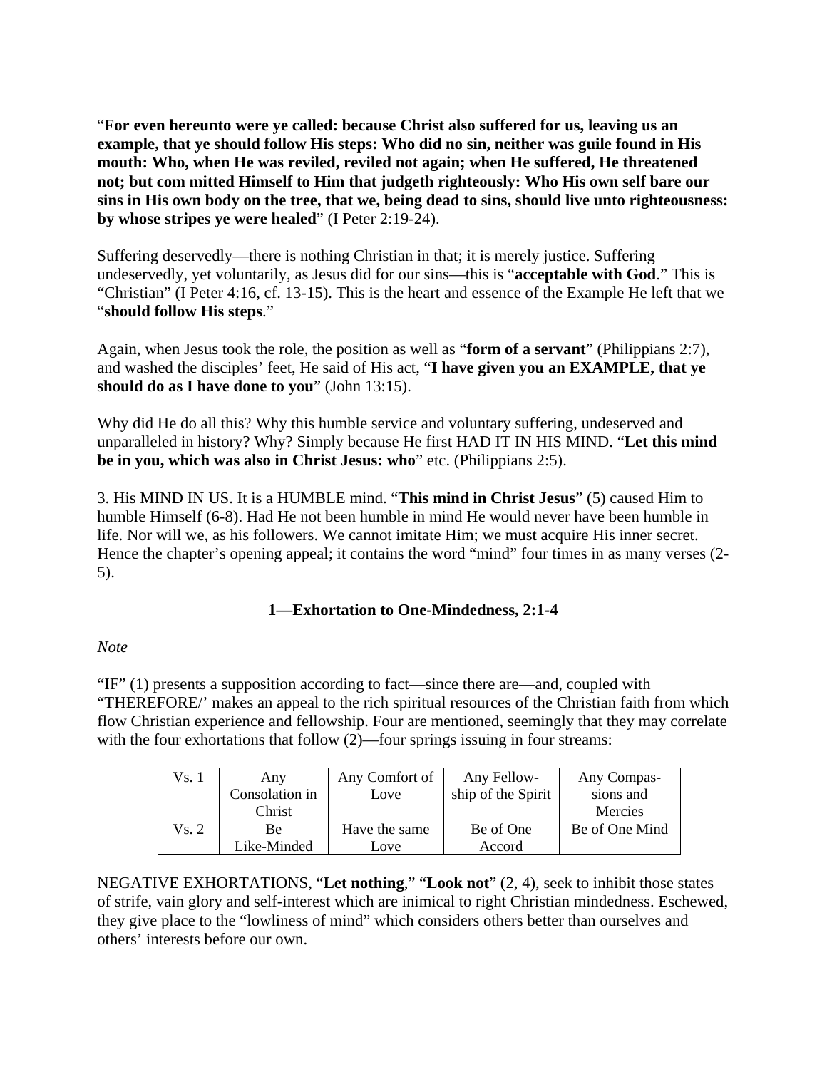"**For even hereunto were ye called: because Christ also suffered for us, leaving us an example, that ye should follow His steps: Who did no sin, neither was guile found in His mouth: Who, when He was reviled, reviled not again; when He suffered, He threatened not; but com mitted Himself to Him that judgeth righteously: Who His own self bare our sins in His own body on the tree, that we, being dead to sins, should live unto righteousness: by whose stripes ye were healed**" (I Peter 2:19-24).

Suffering deservedly—there is nothing Christian in that; it is merely justice. Suffering undeservedly, yet voluntarily, as Jesus did for our sins—this is "**acceptable with God**." This is "Christian" (I Peter 4:16, cf. 13-15). This is the heart and essence of the Example He left that we "**should follow His steps**."

Again, when Jesus took the role, the position as well as "**form of a servant**" (Philippians 2:7), and washed the disciples' feet, He said of His act, "**I have given you an EXAMPLE, that ye should do as I have done to you**" (John 13:15).

Why did He do all this? Why this humble service and voluntary suffering, undeserved and unparalleled in history? Why? Simply because He first HAD IT IN HIS MIND. "**Let this mind be in you, which was also in Christ Jesus: who**" etc. (Philippians 2:5).

3. His MIND IN US. It is a HUMBLE mind. "**This mind in Christ Jesus**" (5) caused Him to humble Himself (6-8). Had He not been humble in mind He would never have been humble in life. Nor will we, as his followers. We cannot imitate Him; we must acquire His inner secret. Hence the chapter's opening appeal; it contains the word "mind" four times in as many verses (2-5).

### 1—Exhortation to One-Mindedness, 2:1-4

*Note*

"IF" (1) presents a supposition according to fact—since there are—and, coupled with "THEREFORE/' makes an appeal to the rich spiritual resources of the Christian faith from which flow Christian experience and fellowship. Four are mentioned, seemingly that they may correlate with the four exhortations that follow (2)—four springs issuing in four streams:

| Vs. 1 | Any Consolation in Christ | Any Comfort of Love | Any Fellow-ship of the Spirit | Any Compas-sions and Mercies |
|---|---|---|---|---|
| Vs. 2 | Be Like-Minded | Have the same Love | Be of One Accord | Be of One Mind |

NEGATIVE EXHORTATIONS, "**Let nothing**," "**Look not**" (2, 4), seek to inhibit those states of strife, vain glory and self-interest which are inimical to right Christian mindedness. Eschewed, they give place to the "lowliness of mind" which considers others better than ourselves and others' interests before our own.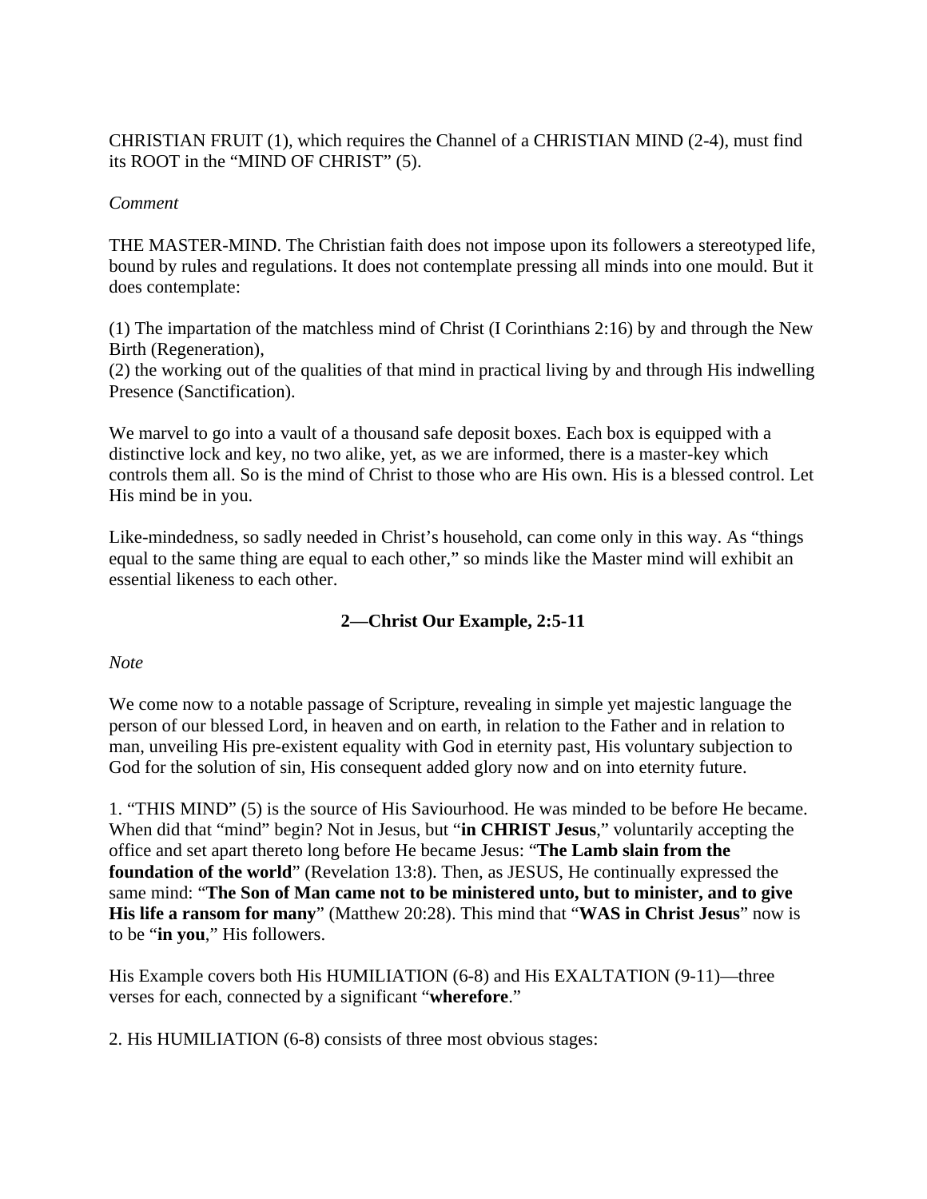CHRISTIAN FRUIT (1), which requires the Channel of a CHRISTIAN MIND (2-4), must find its ROOT in the "MIND OF CHRIST" (5).

*Comment*

THE MASTER-MIND. The Christian faith does not impose upon its followers a stereotyped life, bound by rules and regulations. It does not contemplate pressing all minds into one mould. But it does contemplate:

(1) The impartation of the matchless mind of Christ (I Corinthians 2:16) by and through the New Birth (Regeneration),
(2) the working out of the qualities of that mind in practical living by and through His indwelling Presence (Sanctification).

We marvel to go into a vault of a thousand safe deposit boxes. Each box is equipped with a distinctive lock and key, no two alike, yet, as we are informed, there is a master-key which controls them all. So is the mind of Christ to those who are His own. His is a blessed control. Let His mind be in you.

Like-mindedness, so sadly needed in Christ's household, can come only in this way. As "things equal to the same thing are equal to each other," so minds like the Master mind will exhibit an essential likeness to each other.

### 2—Christ Our Example, 2:5-11

*Note*

We come now to a notable passage of Scripture, revealing in simple yet majestic language the person of our blessed Lord, in heaven and on earth, in relation to the Father and in relation to man, unveiling His pre-existent equality with God in eternity past, His voluntary subjection to God for the solution of sin, His consequent added glory now and on into eternity future.

1. "THIS MIND" (5) is the source of His Saviourhood. He was minded to be before He became. When did that "mind" begin? Not in Jesus, but "**in CHRIST Jesus**," voluntarily accepting the office and set apart thereto long before He became Jesus: "**The Lamb slain from the foundation of the world**" (Revelation 13:8). Then, as JESUS, He continually expressed the same mind: "**The Son of Man came not to be ministered unto, but to minister, and to give His life a ransom for many**" (Matthew 20:28). This mind that "**WAS in Christ Jesus**" now is to be "**in you**," His followers.

His Example covers both His HUMILIATION (6-8) and His EXALTATION (9-11)—three verses for each, connected by a significant "**wherefore**."

2. His HUMILIATION (6-8) consists of three most obvious stages: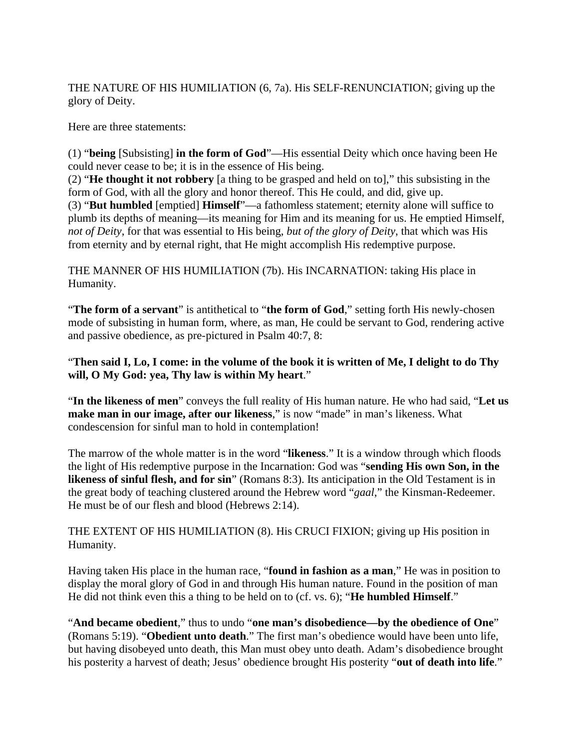THE NATURE OF HIS HUMILIATION (6, 7a). His SELF-RENUNCIATION; giving up the glory of Deity.

Here are three statements:

(1) "**being** [Subsisting] **in the form of God**"—His essential Deity which once having been He could never cease to be; it is in the essence of His being.
(2) "**He thought it not robbery** [a thing to be grasped and held on to]," this subsisting in the form of God, with all the glory and honor thereof. This He could, and did, give up.
(3) "**But humbled** [emptied] **Himself**"—a fathomless statement; eternity alone will suffice to plumb its depths of meaning—its meaning for Him and its meaning for us. He emptied Himself, *not of Deity*, for that was essential to His being, *but of the glory of Deity*, that which was His from eternity and by eternal right, that He might accomplish His redemptive purpose.

THE MANNER OF HIS HUMILIATION (7b). His INCARNATION: taking His place in Humanity.

"**The form of a servant**" is antithetical to "**the form of God**," setting forth His newly-chosen mode of subsisting in human form, where, as man, He could be servant to God, rendering active and passive obedience, as pre-pictured in Psalm 40:7, 8:

"**Then said I, Lo, I come: in the volume of the book it is written of Me, I delight to do Thy will, O My God: yea, Thy law is within My heart**."

"**In the likeness of men**" conveys the full reality of His human nature. He who had said, "**Let us make man in our image, after our likeness**," is now "made" in man's likeness. What condescension for sinful man to hold in contemplation!

The marrow of the whole matter is in the word "**likeness**." It is a window through which floods the light of His redemptive purpose in the Incarnation: God was "**sending His own Son, in the likeness of sinful flesh, and for sin**" (Romans 8:3). Its anticipation in the Old Testament is in the great body of teaching clustered around the Hebrew word "*gaal*," the Kinsman-Redeemer. He must be of our flesh and blood (Hebrews 2:14).

THE EXTENT OF HIS HUMILIATION (8). His CRUCI FIXION; giving up His position in Humanity.

Having taken His place in the human race, "**found in fashion as a man**," He was in position to display the moral glory of God in and through His human nature. Found in the position of man He did not think even this a thing to be held on to (cf. vs. 6); "**He humbled Himself**."

"**And became obedient**," thus to undo "**one man's disobedience—by the obedience of One**" (Romans 5:19). "**Obedient unto death**." The first man's obedience would have been unto life, but having disobeyed unto death, this Man must obey unto death. Adam's disobedience brought his posterity a harvest of death; Jesus' obedience brought His posterity "**out of death into life**."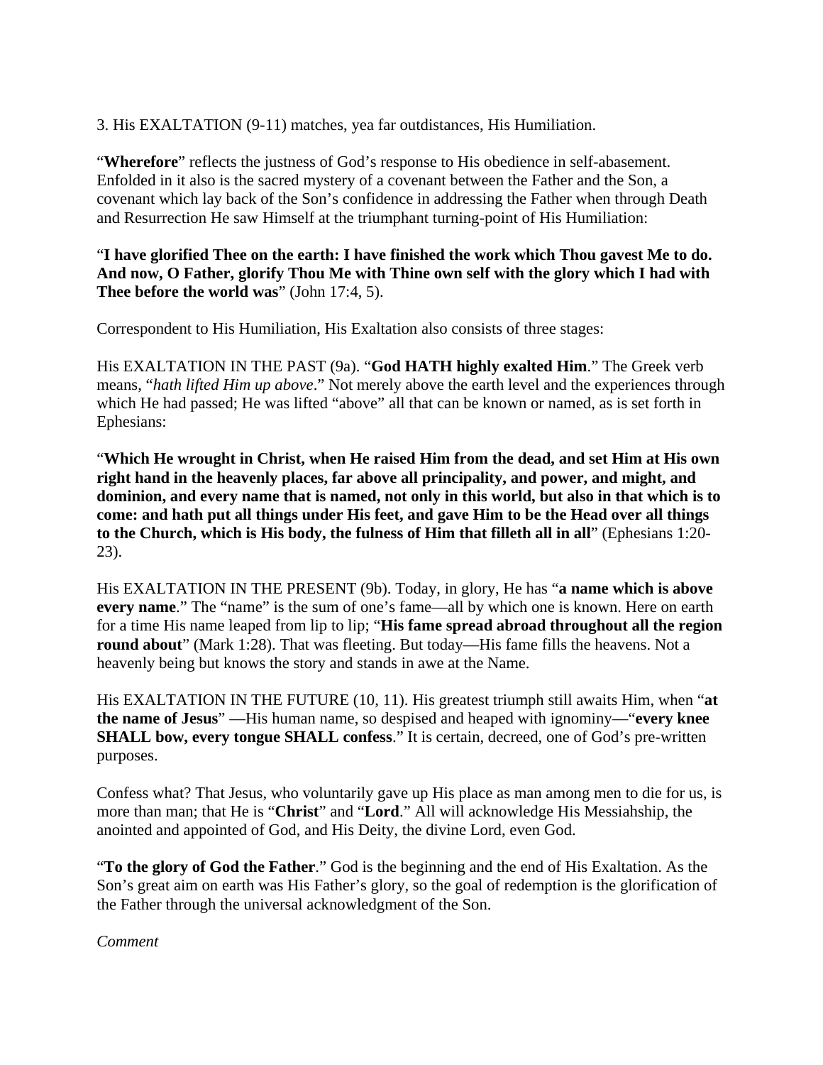3. His EXALTATION (9-11) matches, yea far outdistances, His Humiliation.

“**Wherefore**” reflects the justness of God’s response to His obedience in self-abasement. Enfolded in it also is the sacred mystery of a covenant between the Father and the Son, a covenant which lay back of the Son’s confidence in addressing the Father when through Death and Resurrection He saw Himself at the triumphant turning-point of His Humiliation:

“**I have glorified Thee on the earth: I have finished the work which Thou gavest Me to do. And now, O Father, glorify Thou Me with Thine own self with the glory which I had with Thee before the world was**” (John 17:4, 5).

Correspondent to His Humiliation, His Exaltation also consists of three stages:

His EXALTATION IN THE PAST (9a). “**God HATH highly exalted Him**.” The Greek verb means, “*hath lifted Him up above*.” Not merely above the earth level and the experiences through which He had passed; He was lifted “above” all that can be known or named, as is set forth in Ephesians:

“**Which He wrought in Christ, when He raised Him from the dead, and set Him at His own right hand in the heavenly places, far above all principality, and power, and might, and dominion, and every name that is named, not only in this world, but also in that which is to come: and hath put all things under His feet, and gave Him to be the Head over all things to the Church, which is His body, the fulness of Him that filleth all in all**” (Ephesians 1:20-23).

His EXALTATION IN THE PRESENT (9b). Today, in glory, He has “**a name which is above every name**.” The “name” is the sum of one’s fame—all by which one is known. Here on earth for a time His name leaped from lip to lip; “**His fame spread abroad throughout all the region round about**” (Mark 1:28). That was fleeting. But today—His fame fills the heavens. Not a heavenly being but knows the story and stands in awe at the Name.

His EXALTATION IN THE FUTURE (10, 11). His greatest triumph still awaits Him, when “**at the name of Jesus**” —His human name, so despised and heaped with ignominy—“**every knee SHALL bow, every tongue SHALL confess**.” It is certain, decreed, one of God’s pre-written purposes.

Confess what? That Jesus, who voluntarily gave up His place as man among men to die for us, is more than man; that He is “**Christ**” and “**Lord**.” All will acknowledge His Messiahship, the anointed and appointed of God, and His Deity, the divine Lord, even God.

“**To the glory of God the Father**.” God is the beginning and the end of His Exaltation. As the Son’s great aim on earth was His Father’s glory, so the goal of redemption is the glorification of the Father through the universal acknowledgment of the Son.

*Comment*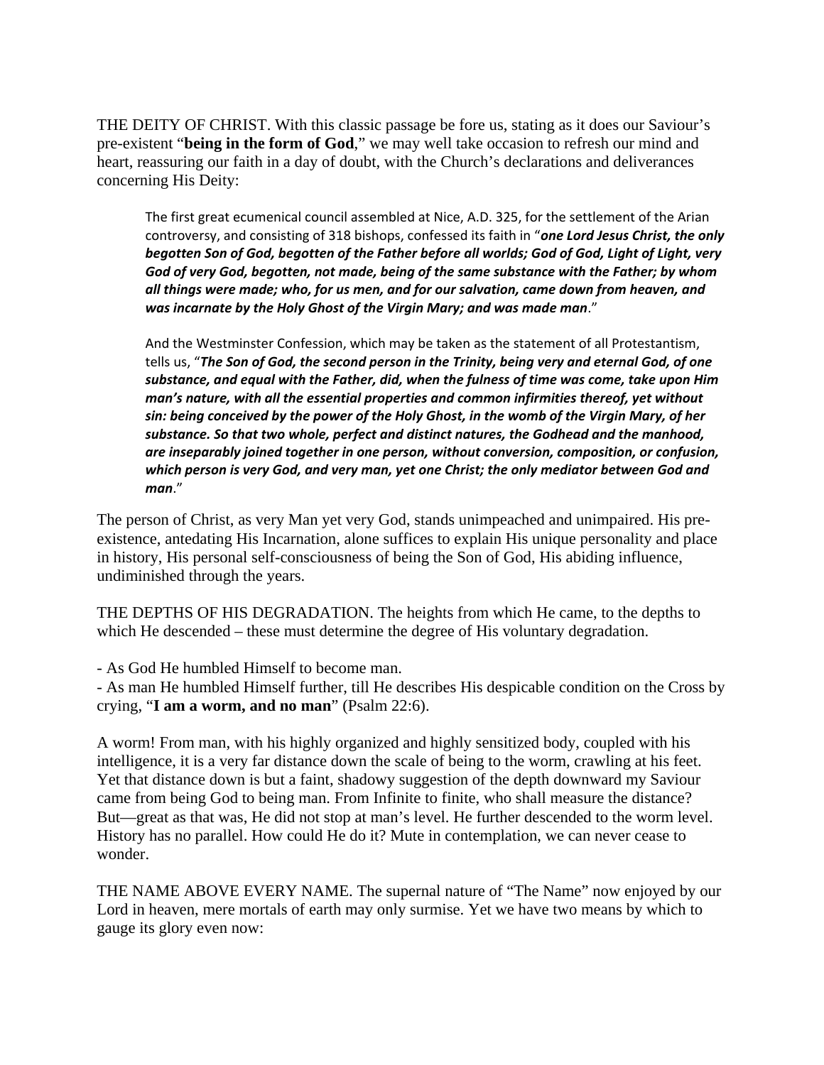THE DEITY OF CHRIST. With this classic passage be fore us, stating as it does our Saviour's pre-existent "**being in the form of God**," we may well take occasion to refresh our mind and heart, reassuring our faith in a day of doubt, with the Church's declarations and deliverances concerning His Deity:

> The first great ecumenical council assembled at Nice, A.D. 325, for the settlement of the Arian controversy, and consisting of 318 bishops, confessed its faith in "***one Lord Jesus Christ, the only begotten Son of God, begotten of the Father before all worlds; God of God, Light of Light, very God of very God, begotten, not made, being of the same substance with the Father; by whom all things were made; who, for us men, and for our salvation, came down from heaven, and was incarnate by the Holy Ghost of the Virgin Mary; and was made man***."
>
> And the Westminster Confession, which may be taken as the statement of all Protestantism, tells us, "***The Son of God, the second person in the Trinity, being very and eternal God, of one substance, and equal with the Father, did, when the fulness of time was come, take upon Him man's nature, with all the essential properties and common infirmities thereof, yet without sin: being conceived by the power of the Holy Ghost, in the womb of the Virgin Mary, of her substance. So that two whole, perfect and distinct natures, the Godhead and the manhood, are inseparably joined together in one person, without conversion, composition, or confusion, which person is very God, and very man, yet one Christ; the only mediator between God and man***."

The person of Christ, as very Man yet very God, stands unimpeached and unimpaired. His pre-existence, antedating His Incarnation, alone suffices to explain His unique personality and place in history, His personal self-consciousness of being the Son of God, His abiding influence, undiminished through the years.

THE DEPTHS OF HIS DEGRADATION. The heights from which He came, to the depths to which He descended – these must determine the degree of His voluntary degradation.

- As God He humbled Himself to become man.
- As man He humbled Himself further, till He describes His despicable condition on the Cross by crying, "**I am a worm, and no man**" (Psalm 22:6).

A worm! From man, with his highly organized and highly sensitized body, coupled with his intelligence, it is a very far distance down the scale of being to the worm, crawling at his feet. Yet that distance down is but a faint, shadowy suggestion of the depth downward my Saviour came from being God to being man. From Infinite to finite, who shall measure the distance? But—great as that was, He did not stop at man's level. He further descended to the worm level. History has no parallel. How could He do it? Mute in contemplation, we can never cease to wonder.

THE NAME ABOVE EVERY NAME. The supernal nature of "The Name" now enjoyed by our Lord in heaven, mere mortals of earth may only surmise. Yet we have two means by which to gauge its glory even now: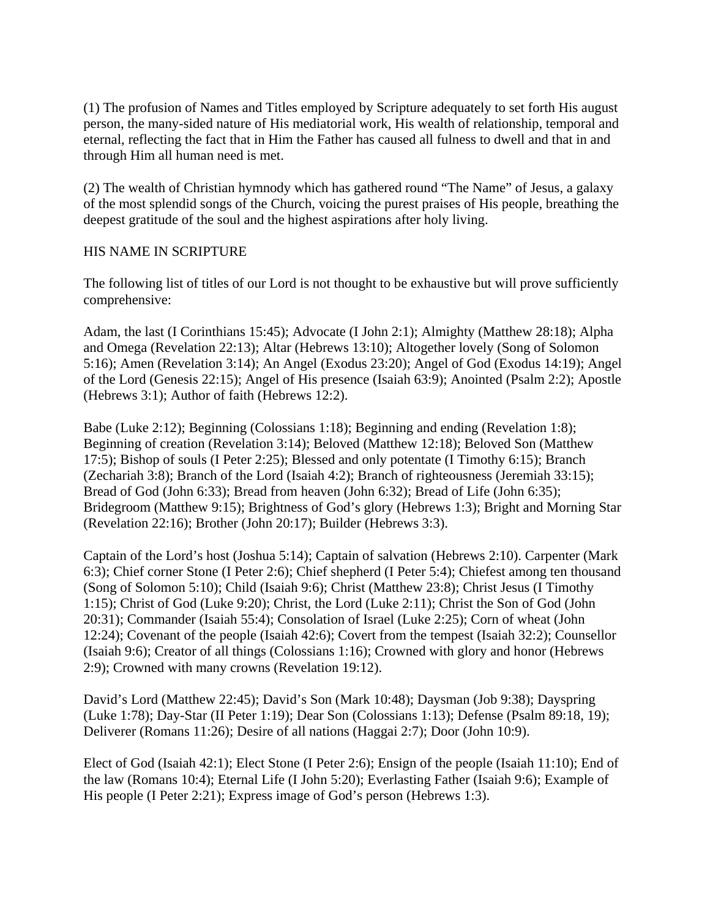(1) The profusion of Names and Titles employed by Scripture adequately to set forth His august person, the many-sided nature of His mediatorial work, His wealth of relationship, temporal and eternal, reflecting the fact that in Him the Father has caused all fulness to dwell and that in and through Him all human need is met.

(2) The wealth of Christian hymnody which has gathered round "The Name" of Jesus, a galaxy of the most splendid songs of the Church, voicing the purest praises of His people, breathing the deepest gratitude of the soul and the highest aspirations after holy living.

## HIS NAME IN SCRIPTURE

The following list of titles of our Lord is not thought to be exhaustive but will prove sufficiently comprehensive:

Adam, the last (I Corinthians 15:45); Advocate (I John 2:1); Almighty (Matthew 28:18); Alpha and Omega (Revelation 22:13); Altar (Hebrews 13:10); Altogether lovely (Song of Solomon 5:16); Amen (Revelation 3:14); An Angel (Exodus 23:20); Angel of God (Exodus 14:19); Angel of the Lord (Genesis 22:15); Angel of His presence (Isaiah 63:9); Anointed (Psalm 2:2); Apostle (Hebrews 3:1); Author of faith (Hebrews 12:2).

Babe (Luke 2:12); Beginning (Colossians 1:18); Beginning and ending (Revelation 1:8); Beginning of creation (Revelation 3:14); Beloved (Matthew 12:18); Beloved Son (Matthew 17:5); Bishop of souls (I Peter 2:25); Blessed and only potentate (I Timothy 6:15); Branch (Zechariah 3:8); Branch of the Lord (Isaiah 4:2); Branch of righteousness (Jeremiah 33:15); Bread of God (John 6:33); Bread from heaven (John 6:32); Bread of Life (John 6:35); Bridegroom (Matthew 9:15); Brightness of God's glory (Hebrews 1:3); Bright and Morning Star (Revelation 22:16); Brother (John 20:17); Builder (Hebrews 3:3).

Captain of the Lord's host (Joshua 5:14); Captain of salvation (Hebrews 2:10). Carpenter (Mark 6:3); Chief corner Stone (I Peter 2:6); Chief shepherd (I Peter 5:4); Chiefest among ten thousand (Song of Solomon 5:10); Child (Isaiah 9:6); Christ (Matthew 23:8); Christ Jesus (I Timothy 1:15); Christ of God (Luke 9:20); Christ, the Lord (Luke 2:11); Christ the Son of God (John 20:31); Commander (Isaiah 55:4); Consolation of Israel (Luke 2:25); Corn of wheat (John 12:24); Covenant of the people (Isaiah 42:6); Covert from the tempest (Isaiah 32:2); Counsellor (Isaiah 9:6); Creator of all things (Colossians 1:16); Crowned with glory and honor (Hebrews 2:9); Crowned with many crowns (Revelation 19:12).

David's Lord (Matthew 22:45); David's Son (Mark 10:48); Daysman (Job 9:38); Dayspring (Luke 1:78); Day-Star (II Peter 1:19); Dear Son (Colossians 1:13); Defense (Psalm 89:18, 19); Deliverer (Romans 11:26); Desire of all nations (Haggai 2:7); Door (John 10:9).

Elect of God (Isaiah 42:1); Elect Stone (I Peter 2:6); Ensign of the people (Isaiah 11:10); End of the law (Romans 10:4); Eternal Life (I John 5:20); Everlasting Father (Isaiah 9:6); Example of His people (I Peter 2:21); Express image of God's person (Hebrews 1:3).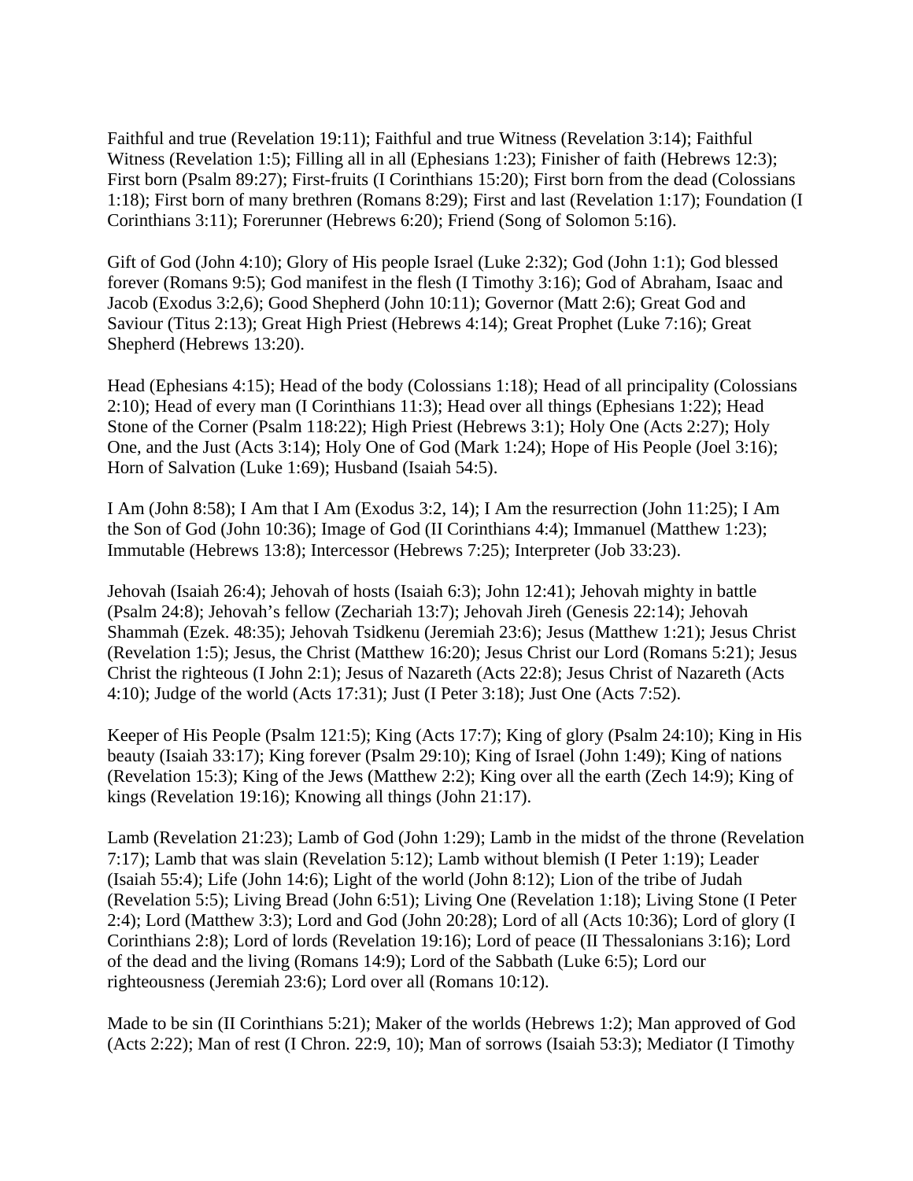Faithful and true (Revelation 19:11); Faithful and true Witness (Revelation 3:14); Faithful Witness (Revelation 1:5); Filling all in all (Ephesians 1:23); Finisher of faith (Hebrews 12:3); First born (Psalm 89:27); First-fruits (I Corinthians 15:20); First born from the dead (Colossians 1:18); First born of many brethren (Romans 8:29); First and last (Revelation 1:17); Foundation (I Corinthians 3:11); Forerunner (Hebrews 6:20); Friend (Song of Solomon 5:16).

Gift of God (John 4:10); Glory of His people Israel (Luke 2:32); God (John 1:1); God blessed forever (Romans 9:5); God manifest in the flesh (I Timothy 3:16); God of Abraham, Isaac and Jacob (Exodus 3:2,6); Good Shepherd (John 10:11); Governor (Matt 2:6); Great God and Saviour (Titus 2:13); Great High Priest (Hebrews 4:14); Great Prophet (Luke 7:16); Great Shepherd (Hebrews 13:20).

Head (Ephesians 4:15); Head of the body (Colossians 1:18); Head of all principality (Colossians 2:10); Head of every man (I Corinthians 11:3); Head over all things (Ephesians 1:22); Head Stone of the Corner (Psalm 118:22); High Priest (Hebrews 3:1); Holy One (Acts 2:27); Holy One, and the Just (Acts 3:14); Holy One of God (Mark 1:24); Hope of His People (Joel 3:16); Horn of Salvation (Luke 1:69); Husband (Isaiah 54:5).

I Am (John 8:58); I Am that I Am (Exodus 3:2, 14); I Am the resurrection (John 11:25); I Am the Son of God (John 10:36); Image of God (II Corinthians 4:4); Immanuel (Matthew 1:23); Immutable (Hebrews 13:8); Intercessor (Hebrews 7:25); Interpreter (Job 33:23).

Jehovah (Isaiah 26:4); Jehovah of hosts (Isaiah 6:3); John 12:41); Jehovah mighty in battle (Psalm 24:8); Jehovah's fellow (Zechariah 13:7); Jehovah Jireh (Genesis 22:14); Jehovah Shammah (Ezek. 48:35); Jehovah Tsidkenu (Jeremiah 23:6); Jesus (Matthew 1:21); Jesus Christ (Revelation 1:5); Jesus, the Christ (Matthew 16:20); Jesus Christ our Lord (Romans 5:21); Jesus Christ the righteous (I John 2:1); Jesus of Nazareth (Acts 22:8); Jesus Christ of Nazareth (Acts 4:10); Judge of the world (Acts 17:31); Just (I Peter 3:18); Just One (Acts 7:52).

Keeper of His People (Psalm 121:5); King (Acts 17:7); King of glory (Psalm 24:10); King in His beauty (Isaiah 33:17); King forever (Psalm 29:10); King of Israel (John 1:49); King of nations (Revelation 15:3); King of the Jews (Matthew 2:2); King over all the earth (Zech 14:9); King of kings (Revelation 19:16); Knowing all things (John 21:17).

Lamb (Revelation 21:23); Lamb of God (John 1:29); Lamb in the midst of the throne (Revelation 7:17); Lamb that was slain (Revelation 5:12); Lamb without blemish (I Peter 1:19); Leader (Isaiah 55:4); Life (John 14:6); Light of the world (John 8:12); Lion of the tribe of Judah (Revelation 5:5); Living Bread (John 6:51); Living One (Revelation 1:18); Living Stone (I Peter 2:4); Lord (Matthew 3:3); Lord and God (John 20:28); Lord of all (Acts 10:36); Lord of glory (I Corinthians 2:8); Lord of lords (Revelation 19:16); Lord of peace (II Thessalonians 3:16); Lord of the dead and the living (Romans 14:9); Lord of the Sabbath (Luke 6:5); Lord our righteousness (Jeremiah 23:6); Lord over all (Romans 10:12).

Made to be sin (II Corinthians 5:21); Maker of the worlds (Hebrews 1:2); Man approved of God (Acts 2:22); Man of rest (I Chron. 22:9, 10); Man of sorrows (Isaiah 53:3); Mediator (I Timothy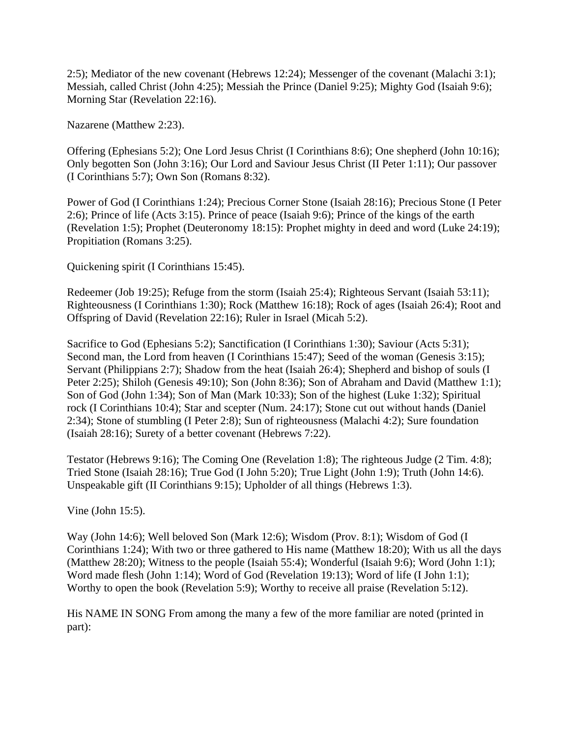2:5); Mediator of the new covenant (Hebrews 12:24); Messenger of the covenant (Malachi 3:1); Messiah, called Christ (John 4:25); Messiah the Prince (Daniel 9:25); Mighty God (Isaiah 9:6); Morning Star (Revelation 22:16).

Nazarene (Matthew 2:23).

Offering (Ephesians 5:2); One Lord Jesus Christ (I Corinthians 8:6); One shepherd (John 10:16); Only begotten Son (John 3:16); Our Lord and Saviour Jesus Christ (II Peter 1:11); Our passover (I Corinthians 5:7); Own Son (Romans 8:32).

Power of God (I Corinthians 1:24); Precious Corner Stone (Isaiah 28:16); Precious Stone (I Peter 2:6); Prince of life (Acts 3:15). Prince of peace (Isaiah 9:6); Prince of the kings of the earth (Revelation 1:5); Prophet (Deuteronomy 18:15): Prophet mighty in deed and word (Luke 24:19); Propitiation (Romans 3:25).

Quickening spirit (I Corinthians 15:45).

Redeemer (Job 19:25); Refuge from the storm (Isaiah 25:4); Righteous Servant (Isaiah 53:11); Righteousness (I Corinthians 1:30); Rock (Matthew 16:18); Rock of ages (Isaiah 26:4); Root and Offspring of David (Revelation 22:16); Ruler in Israel (Micah 5:2).

Sacrifice to God (Ephesians 5:2); Sanctification (I Corinthians 1:30); Saviour (Acts 5:31); Second man, the Lord from heaven (I Corinthians 15:47); Seed of the woman (Genesis 3:15); Servant (Philippians 2:7); Shadow from the heat (Isaiah 26:4); Shepherd and bishop of souls (I Peter 2:25); Shiloh (Genesis 49:10); Son (John 8:36); Son of Abraham and David (Matthew 1:1); Son of God (John 1:34); Son of Man (Mark 10:33); Son of the highest (Luke 1:32); Spiritual rock (I Corinthians 10:4); Star and scepter (Num. 24:17); Stone cut out without hands (Daniel 2:34); Stone of stumbling (I Peter 2:8); Sun of righteousness (Malachi 4:2); Sure foundation (Isaiah 28:16); Surety of a better covenant (Hebrews 7:22).

Testator (Hebrews 9:16); The Coming One (Revelation 1:8); The righteous Judge (2 Tim. 4:8); Tried Stone (Isaiah 28:16); True God (I John 5:20); True Light (John 1:9); Truth (John 14:6). Unspeakable gift (II Corinthians 9:15); Upholder of all things (Hebrews 1:3).

Vine (John 15:5).

Way (John 14:6); Well beloved Son (Mark 12:6); Wisdom (Prov. 8:1); Wisdom of God (I Corinthians 1:24); With two or three gathered to His name (Matthew 18:20); With us all the days (Matthew 28:20); Witness to the people (Isaiah 55:4); Wonderful (Isaiah 9:6); Word (John 1:1); Word made flesh (John 1:14); Word of God (Revelation 19:13); Word of life (I John 1:1); Worthy to open the book (Revelation 5:9); Worthy to receive all praise (Revelation 5:12).

His NAME IN SONG From among the many a few of the more familiar are noted (printed in part):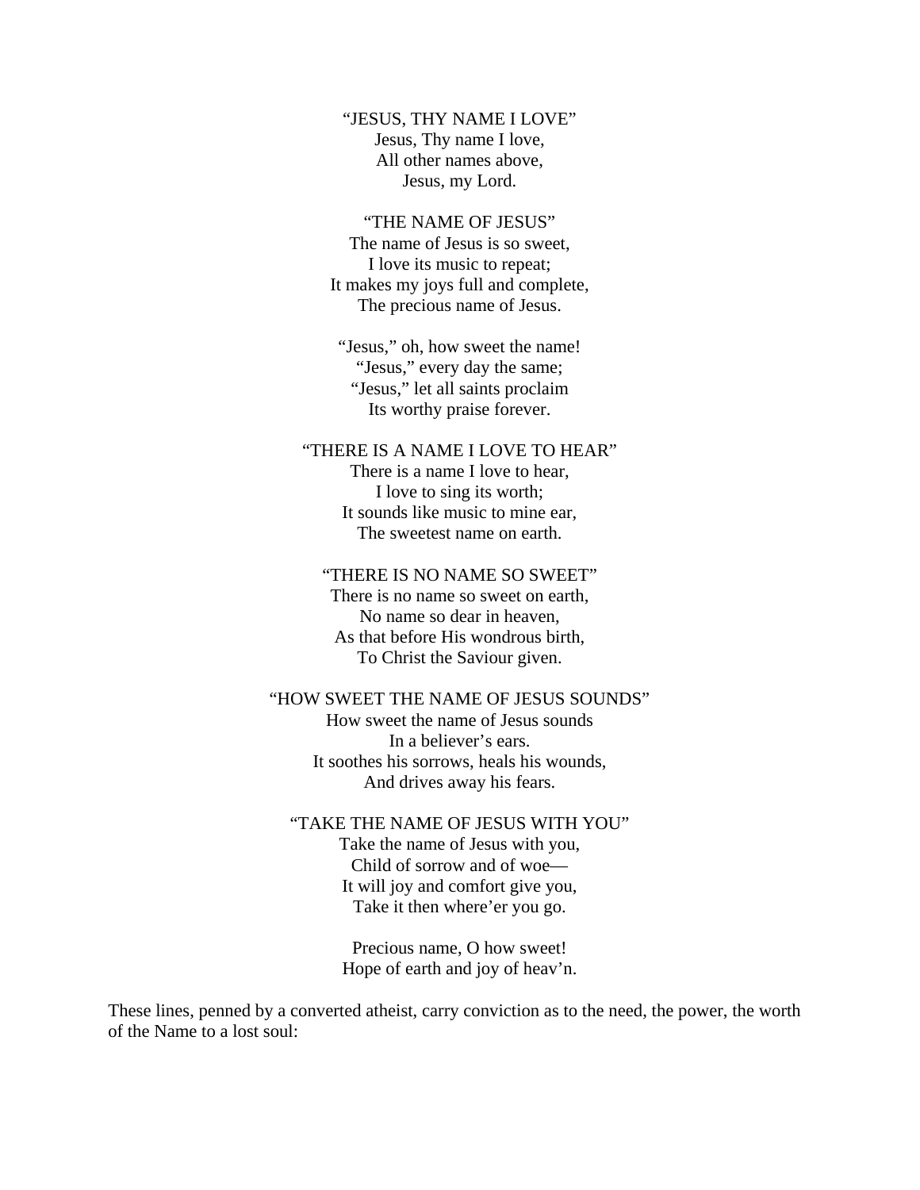“JESUS, THY NAME I LOVE”
Jesus, Thy name I love,
All other names above,
Jesus, my Lord.

“THE NAME OF JESUS”
The name of Jesus is so sweet,
I love its music to repeat;
It makes my joys full and complete,
The precious name of Jesus.

“Jesus,” oh, how sweet the name!
“Jesus,” every day the same;
“Jesus,” let all saints proclaim
Its worthy praise forever.

“THERE IS A NAME I LOVE TO HEAR”
There is a name I love to hear,
I love to sing its worth;
It sounds like music to mine ear,
The sweetest name on earth.

“THERE IS NO NAME SO SWEET”
There is no name so sweet on earth,
No name so dear in heaven,
As that before His wondrous birth,
To Christ the Saviour given.

“HOW SWEET THE NAME OF JESUS SOUNDS”
How sweet the name of Jesus sounds
In a believer’s ears.
It soothes his sorrows, heals his wounds,
And drives away his fears.

“TAKE THE NAME OF JESUS WITH YOU”
Take the name of Jesus with you,
Child of sorrow and of woe—
It will joy and comfort give you,
Take it then where’er you go.

Precious name, O how sweet!
Hope of earth and joy of heav’n.

These lines, penned by a converted atheist, carry conviction as to the need, the power, the worth of the Name to a lost soul: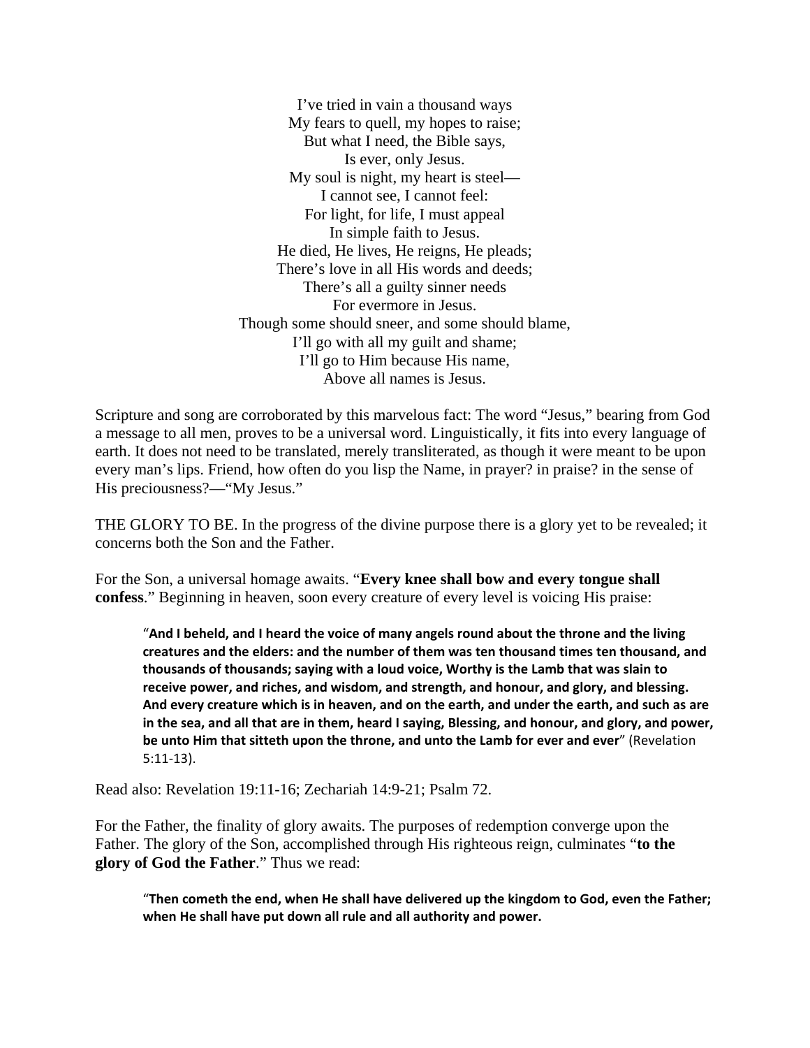I've tried in vain a thousand ways  
My fears to quell, my hopes to raise;  
But what I need, the Bible says,  
Is ever, only Jesus.  
My soul is night, my heart is steel—  
I cannot see, I cannot feel:  
For light, for life, I must appeal  
In simple faith to Jesus.  
He died, He lives, He reigns, He pleads;  
There's love in all His words and deeds;  
There's all a guilty sinner needs  
For evermore in Jesus.  
Though some should sneer, and some should blame,  
I'll go with all my guilt and shame;  
I'll go to Him because His name,  
Above all names is Jesus.

Scripture and song are corroborated by this marvelous fact: The word "Jesus," bearing from God a message to all men, proves to be a universal word. Linguistically, it fits into every language of earth. It does not need to be translated, merely transliterated, as though it were meant to be upon every man's lips. Friend, how often do you lisp the Name, in prayer? in praise? in the sense of His preciousness?—"My Jesus."

THE GLORY TO BE. In the progress of the divine purpose there is a glory yet to be revealed; it concerns both the Son and the Father.

For the Son, a universal homage awaits. "**Every knee shall bow and every tongue shall confess**." Beginning in heaven, soon every creature of every level is voicing His praise:

> "**And I beheld, and I heard the voice of many angels round about the throne and the living creatures and the elders: and the number of them was ten thousand times ten thousand, and thousands of thousands; saying with a loud voice, Worthy is the Lamb that was slain to receive power, and riches, and wisdom, and strength, and honour, and glory, and blessing. And every creature which is in heaven, and on the earth, and under the earth, and such as are in the sea, and all that are in them, heard I saying, Blessing, and honour, and glory, and power, be unto Him that sitteth upon the throne, and unto the Lamb for ever and ever**" (Revelation 5:11-13).

Read also: Revelation 19:11-16; Zechariah 14:9-21; Psalm 72.

For the Father, the finality of glory awaits. The purposes of redemption converge upon the Father. The glory of the Son, accomplished through His righteous reign, culminates "**to the glory of God the Father**." Thus we read:

> "**Then cometh the end, when He shall have delivered up the kingdom to God, even the Father; when He shall have put down all rule and all authority and power.**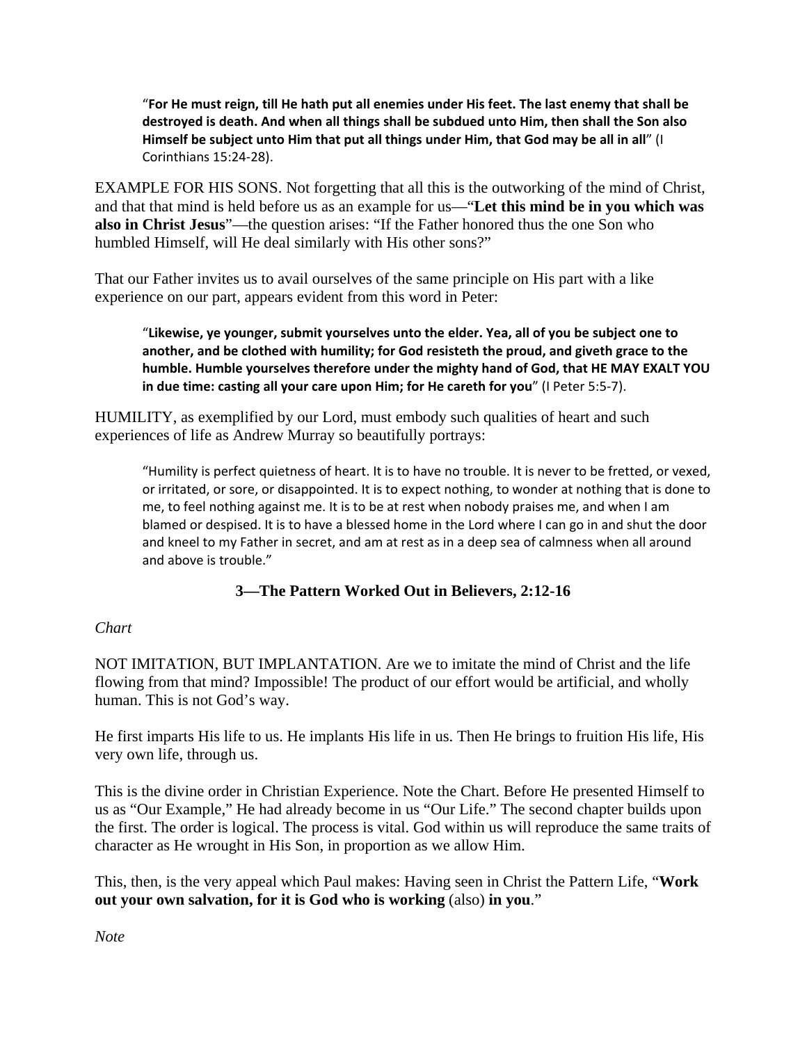> "**For He must reign, till He hath put all enemies under His feet. The last enemy that shall be destroyed is death. And when all things shall be subdued unto Him, then shall the Son also Himself be subject unto Him that put all things under Him, that God may be all in all**" (I Corinthians 15:24-28).

EXAMPLE FOR HIS SONS. Not forgetting that all this is the outworking of the mind of Christ, and that that mind is held before us as an example for us—"**Let this mind be in you which was also in Christ Jesus**"—the question arises: "If the Father honored thus the one Son who humbled Himself, will He deal similarly with His other sons?"

That our Father invites us to avail ourselves of the same principle on His part with a like experience on our part, appears evident from this word in Peter:

> "**Likewise, ye younger, submit yourselves unto the elder. Yea, all of you be subject one to another, and be clothed with humility; for God resisteth the proud, and giveth grace to the humble. Humble yourselves therefore under the mighty hand of God, that HE MAY EXALT YOU in due time: casting all your care upon Him; for He careth for you**" (I Peter 5:5-7).

HUMILITY, as exemplified by our Lord, must embody such qualities of heart and such experiences of life as Andrew Murray so beautifully portrays:

> "Humility is perfect quietness of heart. It is to have no trouble. It is never to be fretted, or vexed, or irritated, or sore, or disappointed. It is to expect nothing, to wonder at nothing that is done to me, to feel nothing against me. It is to be at rest when nobody praises me, and when I am blamed or despised. It is to have a blessed home in the Lord where I can go in and shut the door and kneel to my Father in secret, and am at rest as in a deep sea of calmness when all around and above is trouble."

### 3—The Pattern Worked Out in Believers, 2:12-16

*Chart*

NOT IMITATION, BUT IMPLANTATION. Are we to imitate the mind of Christ and the life flowing from that mind? Impossible! The product of our effort would be artificial, and wholly human. This is not God's way.

He first imparts His life to us. He implants His life in us. Then He brings to fruition His life, His very own life, through us.

This is the divine order in Christian Experience. Note the Chart. Before He presented Himself to us as "Our Example," He had already become in us "Our Life." The second chapter builds upon the first. The order is logical. The process is vital. God within us will reproduce the same traits of character as He wrought in His Son, in proportion as we allow Him.

This, then, is the very appeal which Paul makes: Having seen in Christ the Pattern Life, "**Work out your own salvation, for it is God who is working** (also) **in you**."

*Note*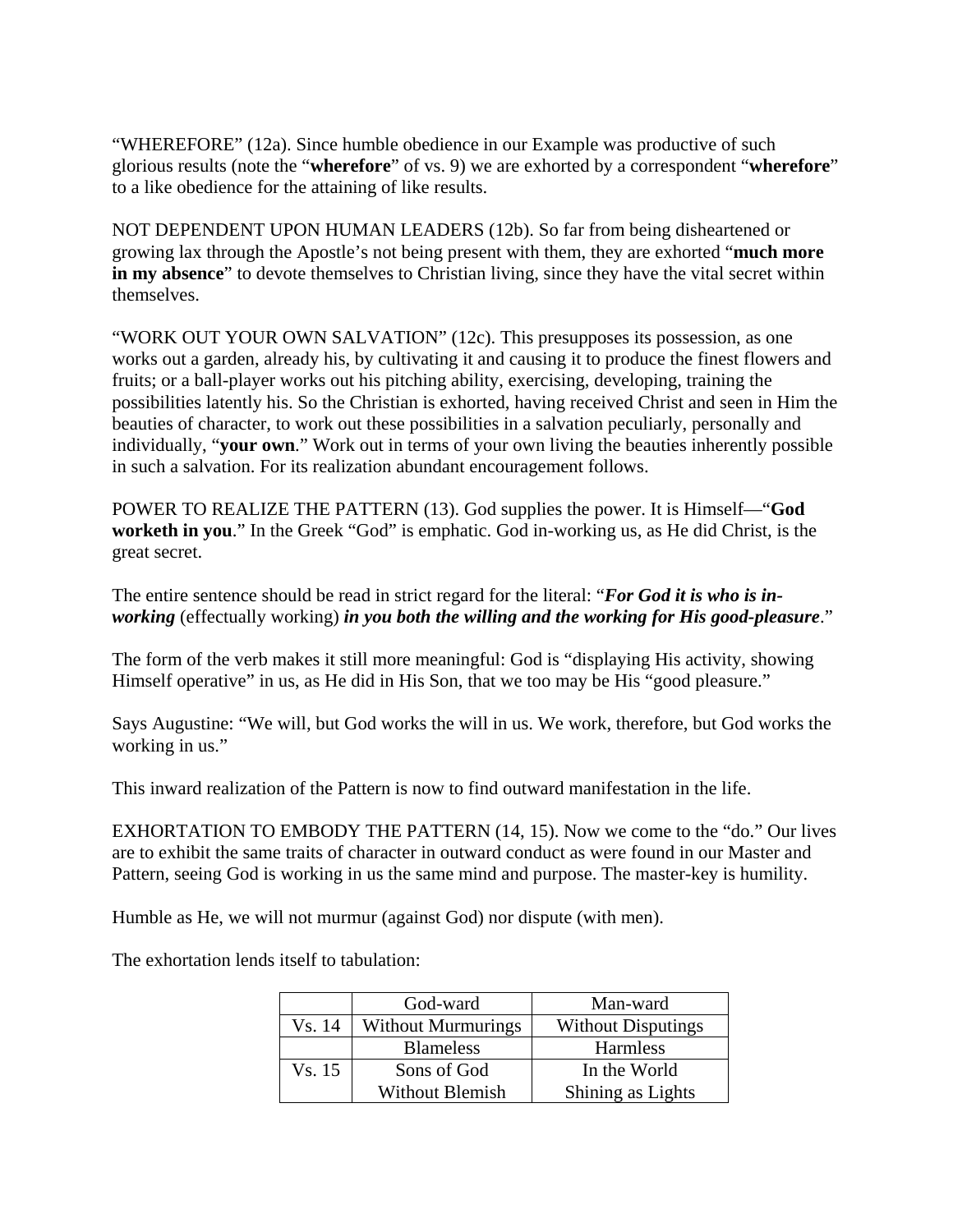“WHEREFORE” (12a). Since humble obedience in our Example was productive of such glorious results (note the “**wherefore**” of vs. 9) we are exhorted by a correspondent “**wherefore**” to a like obedience for the attaining of like results.

NOT DEPENDENT UPON HUMAN LEADERS (12b). So far from being disheartened or growing lax through the Apostle’s not being present with them, they are exhorted “**much more in my absence**” to devote themselves to Christian living, since they have the vital secret within themselves.

“WORK OUT YOUR OWN SALVATION” (12c). This presupposes its possession, as one works out a garden, already his, by cultivating it and causing it to produce the finest flowers and fruits; or a ball-player works out his pitching ability, exercising, developing, training the possibilities latently his. So the Christian is exhorted, having received Christ and seen in Him the beauties of character, to work out these possibilities in a salvation peculiarly, personally and individually, “**your own**.” Work out in terms of your own living the beauties inherently possible in such a salvation. For its realization abundant encouragement follows.

POWER TO REALIZE THE PATTERN (13). God supplies the power. It is Himself—“**God worketh in you**.” In the Greek “God” is emphatic. God in-working us, as He did Christ, is the great secret.

The entire sentence should be read in strict regard for the literal: “***For God it is who is in-working*** (effectually working) ***in you both the willing and the working for His good-pleasure***.”

The form of the verb makes it still more meaningful: God is “displaying His activity, showing Himself operative” in us, as He did in His Son, that we too may be His “good pleasure.”

Says Augustine: “We will, but God works the will in us. We work, therefore, but God works the working in us.”

This inward realization of the Pattern is now to find outward manifestation in the life.

EXHORTATION TO EMBODY THE PATTERN (14, 15). Now we come to the “do.” Our lives are to exhibit the same traits of character in outward conduct as were found in our Master and Pattern, seeing God is working in us the same mind and purpose. The master-key is humility.

Humble as He, we will not murmur (against God) nor dispute (with men).

The exhortation lends itself to tabulation:

| | God-ward | Man-ward |
|---|---|---|
| Vs. 14 | Without Murmurings | Without Disputings |
| | Blameless | Harmless |
| Vs. 15 | Sons of God<br>Without Blemish | In the World<br>Shining as Lights |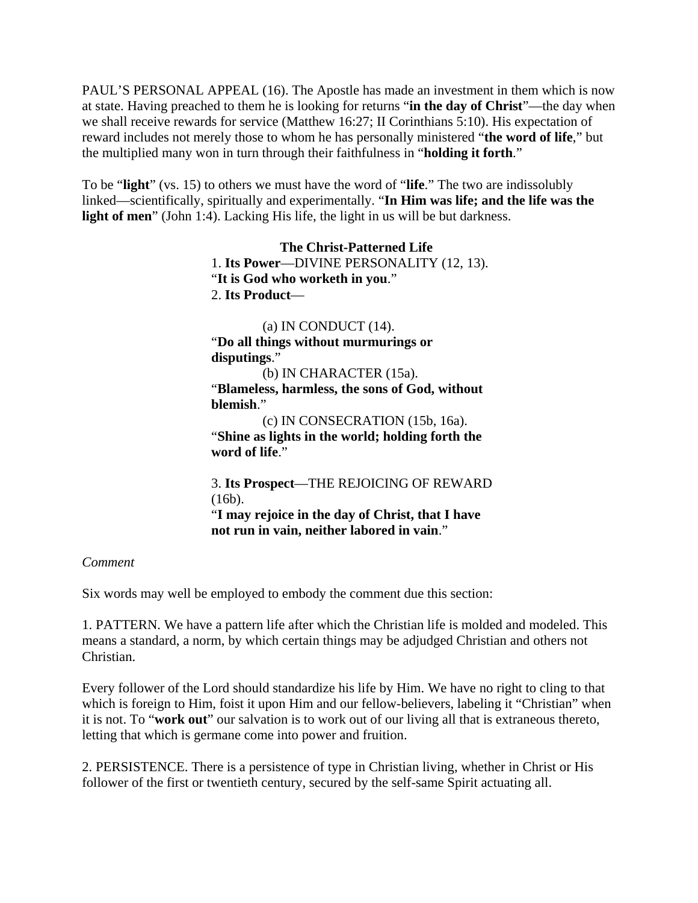PAUL'S PERSONAL APPEAL (16). The Apostle has made an investment in them which is now at state. Having preached to them he is looking for returns "**in the day of Christ**"—the day when we shall receive rewards for service (Matthew 16:27; II Corinthians 5:10). His expectation of reward includes not merely those to whom he has personally ministered "**the word of life**," but the multiplied many won in turn through their faithfulness in "**holding it forth**."

To be "**light**" (vs. 15) to others we must have the word of "**life**." The two are indissolubly linked—scientifically, spiritually and experimentally. "**In Him was life; and the life was the light of men**" (John 1:4). Lacking His life, the light in us will be but darkness.

**The Christ-Patterned Life**

1. **Its Power**—DIVINE PERSONALITY (12, 13).
"**It is God who worketh in you**."
2. **Its Product**—

(a) IN CONDUCT (14).
"**Do all things without murmurings or disputings**."
(b) IN CHARACTER (15a).
"**Blameless, harmless, the sons of God, without blemish**."
(c) IN CONSECRATION (15b, 16a).
"**Shine as lights in the world; holding forth the word of life**."

3. **Its Prospect**—THE REJOICING OF REWARD (16b).
"**I may rejoice in the day of Christ, that I have not run in vain, neither labored in vain**."

*Comment*

Six words may well be employed to embody the comment due this section:

1. PATTERN. We have a pattern life after which the Christian life is molded and modeled. This means a standard, a norm, by which certain things may be adjudged Christian and others not Christian.

Every follower of the Lord should standardize his life by Him. We have no right to cling to that which is foreign to Him, foist it upon Him and our fellow-believers, labeling it "Christian" when it is not. To "**work out**" our salvation is to work out of our living all that is extraneous thereto, letting that which is germane come into power and fruition.

2. PERSISTENCE. There is a persistence of type in Christian living, whether in Christ or His follower of the first or twentieth century, secured by the self-same Spirit actuating all.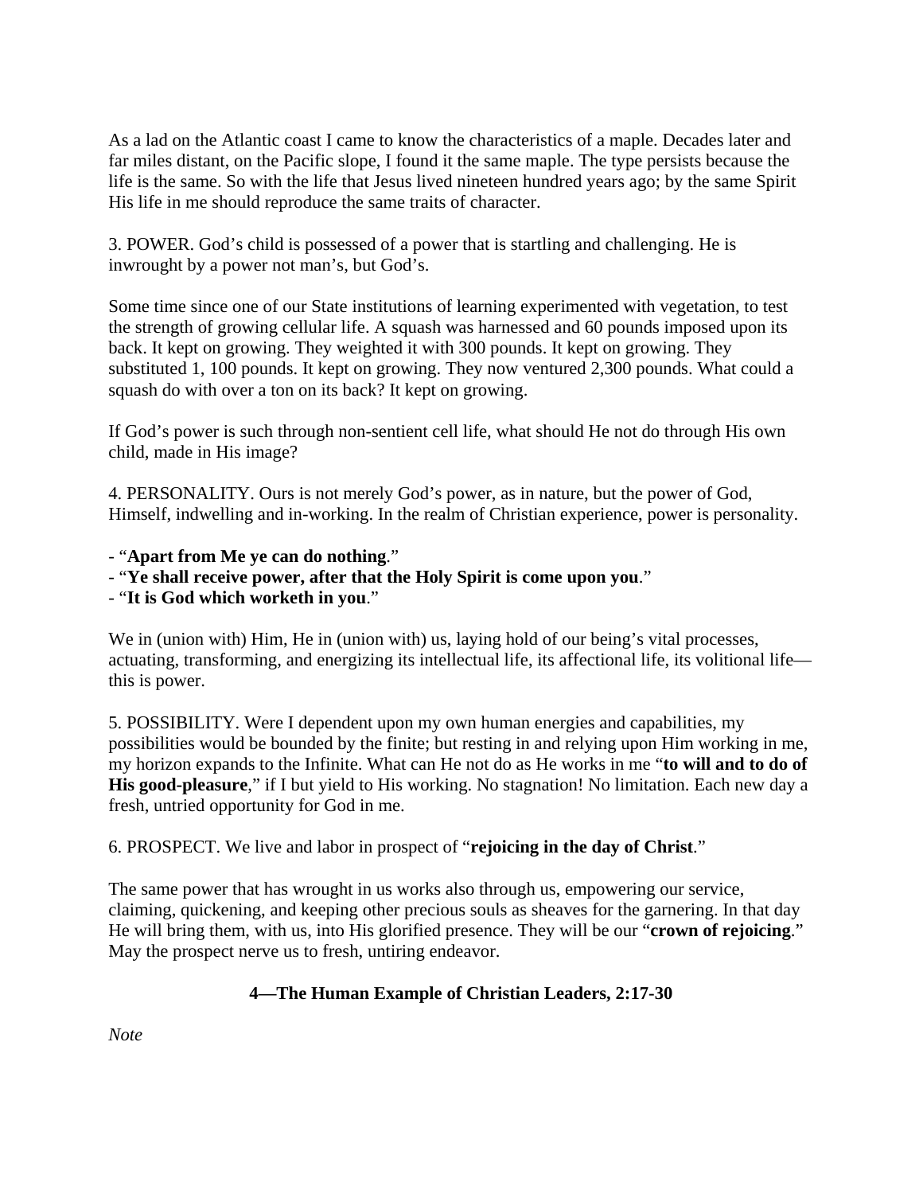As a lad on the Atlantic coast I came to know the characteristics of a maple. Decades later and far miles distant, on the Pacific slope, I found it the same maple. The type persists because the life is the same. So with the life that Jesus lived nineteen hundred years ago; by the same Spirit His life in me should reproduce the same traits of character.

3. POWER. God's child is possessed of a power that is startling and challenging. He is inwrought by a power not man's, but God's.

Some time since one of our State institutions of learning experimented with vegetation, to test the strength of growing cellular life. A squash was harnessed and 60 pounds imposed upon its back. It kept on growing. They weighted it with 300 pounds. It kept on growing. They substituted 1, 100 pounds. It kept on growing. They now ventured 2,300 pounds. What could a squash do with over a ton on its back? It kept on growing.

If God's power is such through non-sentient cell life, what should He not do through His own child, made in His image?

4. PERSONALITY. Ours is not merely God's power, as in nature, but the power of God, Himself, indwelling and in-working. In the realm of Christian experience, power is personality.

- "**Apart from Me ye can do nothing**."
- "**Ye shall receive power, after that the Holy Spirit is come upon you**."
- "**It is God which worketh in you**."

We in (union with) Him, He in (union with) us, laying hold of our being's vital processes, actuating, transforming, and energizing its intellectual life, its affectional life, its volitional life—this is power.

5. POSSIBILITY. Were I dependent upon my own human energies and capabilities, my possibilities would be bounded by the finite; but resting in and relying upon Him working in me, my horizon expands to the Infinite. What can He not do as He works in me "**to will and to do of His good-pleasure**," if I but yield to His working. No stagnation! No limitation. Each new day a fresh, untried opportunity for God in me.

6. PROSPECT. We live and labor in prospect of "**rejoicing in the day of Christ**."

The same power that has wrought in us works also through us, empowering our service, claiming, quickening, and keeping other precious souls as sheaves for the garnering. In that day He will bring them, with us, into His glorified presence. They will be our "**crown of rejoicing**." May the prospect nerve us to fresh, untiring endeavor.

## 4—The Human Example of Christian Leaders, 2:17-30

*Note*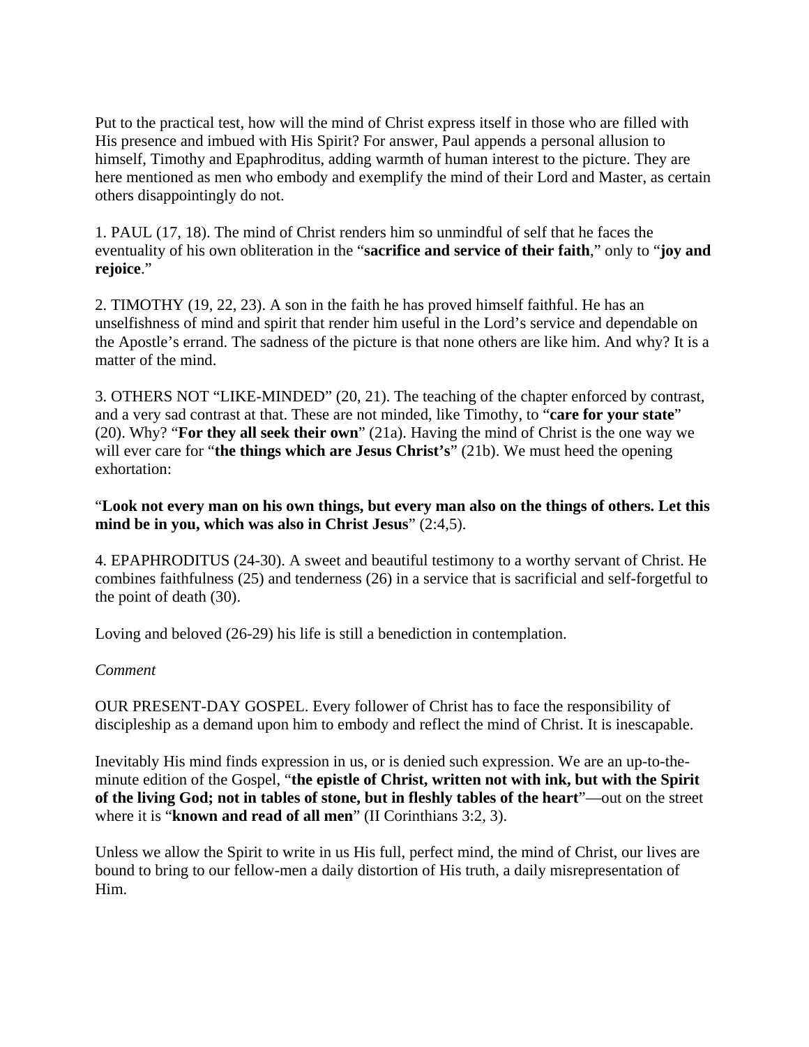Put to the practical test, how will the mind of Christ express itself in those who are filled with His presence and imbued with His Spirit? For answer, Paul appends a personal allusion to himself, Timothy and Epaphroditus, adding warmth of human interest to the picture. They are here mentioned as men who embody and exemplify the mind of their Lord and Master, as certain others disappointingly do not.

1. PAUL (17, 18). The mind of Christ renders him so unmindful of self that he faces the eventuality of his own obliteration in the "**sacrifice and service of their faith**," only to "**joy and rejoice**."

2. TIMOTHY (19, 22, 23). A son in the faith he has proved himself faithful. He has an unselfishness of mind and spirit that render him useful in the Lord's service and dependable on the Apostle's errand. The sadness of the picture is that none others are like him. And why? It is a matter of the mind.

3. OTHERS NOT "LIKE-MINDED" (20, 21). The teaching of the chapter enforced by contrast, and a very sad contrast at that. These are not minded, like Timothy, to "**care for your state**" (20). Why? "**For they all seek their own**" (21a). Having the mind of Christ is the one way we will ever care for "**the things which are Jesus Christ's**" (21b). We must heed the opening exhortation:

"**Look not every man on his own things, but every man also on the things of others. Let this mind be in you, which was also in Christ Jesus**" (2:4,5).

4. EPAPHRODITUS (24-30). A sweet and beautiful testimony to a worthy servant of Christ. He combines faithfulness (25) and tenderness (26) in a service that is sacrificial and self-forgetful to the point of death (30).

Loving and beloved (26-29) his life is still a benediction in contemplation.

*Comment*

OUR PRESENT-DAY GOSPEL. Every follower of Christ has to face the responsibility of discipleship as a demand upon him to embody and reflect the mind of Christ. It is inescapable.

Inevitably His mind finds expression in us, or is denied such expression. We are an up-to-the-minute edition of the Gospel, "**the epistle of Christ, written not with ink, but with the Spirit of the living God; not in tables of stone, but in fleshly tables of the heart**"—out on the street where it is "**known and read of all men**" (II Corinthians 3:2, 3).

Unless we allow the Spirit to write in us His full, perfect mind, the mind of Christ, our lives are bound to bring to our fellow-men a daily distortion of His truth, a daily misrepresentation of Him.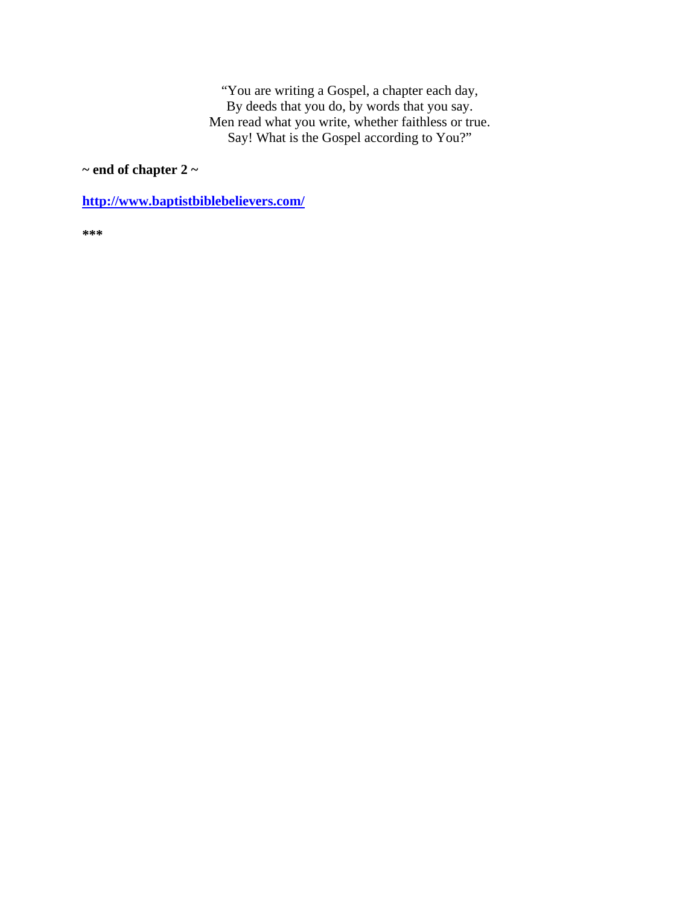"You are writing a Gospel, a chapter each day,  
By deeds that you do, by words that you say.  
Men read what you write, whether faithless or true.  
Say! What is the Gospel according to You?"

**~ end of chapter 2 ~**

**http://www.baptistbiblebelievers.com/**

***